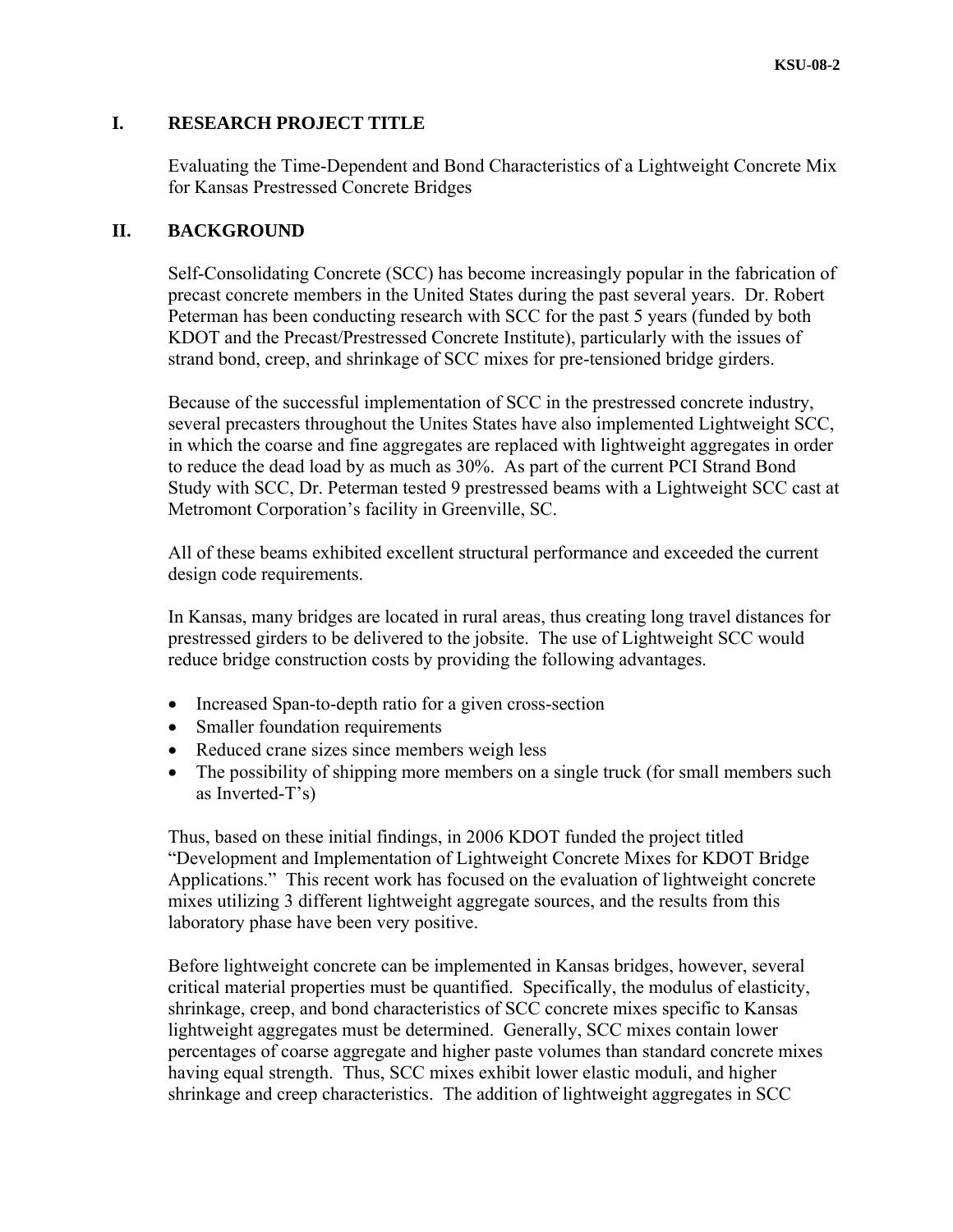## I. RESEARCH PROJECT TITLE

Evaluating the Time-Dependent and Bond Characteristics of a Lightweight Concrete Mix for Kansas Prestressed Concrete Bridges

## II. BACKGROUND

Self-Consolidating Concrete (SCC) has become increasingly popular in the fabrication of precast concrete members in the United States during the past several years. Dr. Robert Peterman has been conducting research with SCC for the past 5 years (funded by both KDOT and the Precast/Prestressed Concrete Institute), particularly with the issues of strand bond, creep, and shrinkage of SCC mixes for pre-tensioned bridge girders.

Because of the successful implementation of SCC in the prestressed concrete industry, several precasters throughout the Unites States have also implemented Lightweight SCC, in which the coarse and fine aggregates are replaced with lightweight aggregates in order to reduce the dead load by as much as 30%. As part of the current PCI Strand Bond Study with SCC, Dr. Peterman tested 9 prestressed beams with a Lightweight SCC cast at Metromont Corporation's facility in Greenville, SC.

All of these beams exhibited excellent structural performance and exceeded the current design code requirements.

In Kansas, many bridges are located in rural areas, thus creating long travel distances for prestressed girders to be delivered to the jobsite. The use of Lightweight SCC would reduce bridge construction costs by providing the following advantages.

- Increased Span-to-depth ratio for a given cross-section
- Smaller foundation requirements
- Reduced crane sizes since members weigh less
- The possibility of shipping more members on a single truck (for small members such as Inverted-T's)

Thus, based on these initial findings, in 2006 KDOT funded the project titled "Development and Implementation of Lightweight Concrete Mixes for KDOT Bridge Applications." This recent work has focused on the evaluation of lightweight concrete mixes utilizing 3 different lightweight aggregate sources, and the results from this laboratory phase have been very positive.

Before lightweight concrete can be implemented in Kansas bridges, however, several critical material properties must be quantified. Specifically, the modulus of elasticity, shrinkage, creep, and bond characteristics of SCC concrete mixes specific to Kansas lightweight aggregates must be determined. Generally, SCC mixes contain lower percentages of coarse aggregate and higher paste volumes than standard concrete mixes having equal strength. Thus, SCC mixes exhibit lower elastic moduli, and higher shrinkage and creep characteristics. The addition of lightweight aggregates in SCC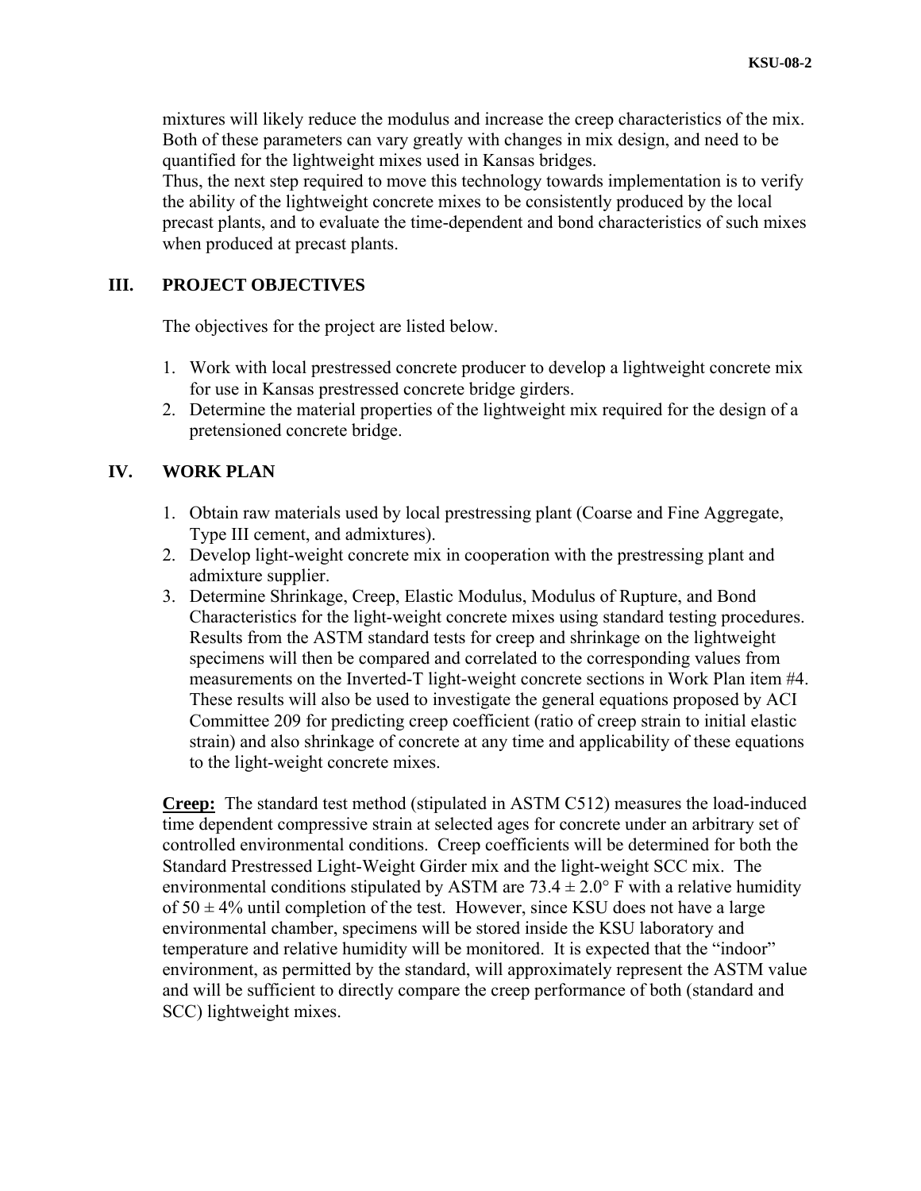mixtures will likely reduce the modulus and increase the creep characteristics of the mix. Both of these parameters can vary greatly with changes in mix design, and need to be quantified for the lightweight mixes used in Kansas bridges.

Thus, the next step required to move this technology towards implementation is to verify the ability of the lightweight concrete mixes to be consistently produced by the local precast plants, and to evaluate the time-dependent and bond characteristics of such mixes when produced at precast plants.

## III. PROJECT OBJECTIVES

The objectives for the project are listed below.

1. Work with local prestressed concrete producer to develop a lightweight concrete mix for use in Kansas prestressed concrete bridge girders.
2. Determine the material properties of the lightweight mix required for the design of a pretensioned concrete bridge.

## IV. WORK PLAN

1. Obtain raw materials used by local prestressing plant (Coarse and Fine Aggregate, Type III cement, and admixtures).
2. Develop light-weight concrete mix in cooperation with the prestressing plant and admixture supplier.
3. Determine Shrinkage, Creep, Elastic Modulus, Modulus of Rupture, and Bond Characteristics for the light-weight concrete mixes using standard testing procedures. Results from the ASTM standard tests for creep and shrinkage on the lightweight specimens will then be compared and correlated to the corresponding values from measurements on the Inverted-T light-weight concrete sections in Work Plan item #4. These results will also be used to investigate the general equations proposed by ACI Committee 209 for predicting creep coefficient (ratio of creep strain to initial elastic strain) and also shrinkage of concrete at any time and applicability of these equations to the light-weight concrete mixes.

**Creep:** The standard test method (stipulated in ASTM C512) measures the load-induced time dependent compressive strain at selected ages for concrete under an arbitrary set of controlled environmental conditions. Creep coefficients will be determined for both the Standard Prestressed Light-Weight Girder mix and the light-weight SCC mix. The environmental conditions stipulated by ASTM are $73.4 \pm 2.0°$ F with a relative humidity of $50 \pm 4\%$ until completion of the test. However, since KSU does not have a large environmental chamber, specimens will be stored inside the KSU laboratory and temperature and relative humidity will be monitored. It is expected that the "indoor" environment, as permitted by the standard, will approximately represent the ASTM value and will be sufficient to directly compare the creep performance of both (standard and SCC) lightweight mixes.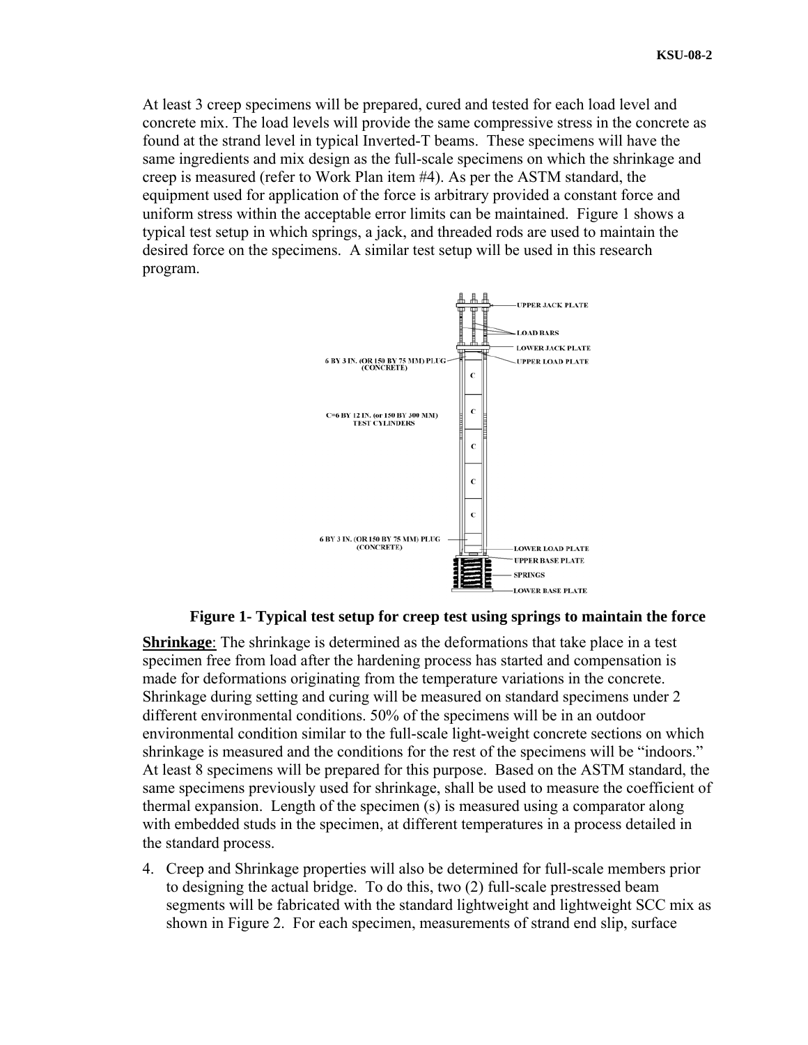At least 3 creep specimens will be prepared, cured and tested for each load level and concrete mix. The load levels will provide the same compressive stress in the concrete as found at the strand level in typical Inverted-T beams. These specimens will have the same ingredients and mix design as the full-scale specimens on which the shrinkage and creep is measured (refer to Work Plan item #4). As per the ASTM standard, the equipment used for application of the force is arbitrary provided a constant force and uniform stress within the acceptable error limits can be maintained. Figure 1 shows a typical test setup in which springs, a jack, and threaded rods are used to maintain the desired force on the specimens. A similar test setup will be used in this research program.

**Figure 1- Typical test setup for creep test using springs to maintain the force**

**Shrinkage**: The shrinkage is determined as the deformations that take place in a test specimen free from load after the hardening process has started and compensation is made for deformations originating from the temperature variations in the concrete. Shrinkage during setting and curing will be measured on standard specimens under 2 different environmental conditions. 50% of the specimens will be in an outdoor environmental condition similar to the full-scale light-weight concrete sections on which shrinkage is measured and the conditions for the rest of the specimens will be "indoors." At least 8 specimens will be prepared for this purpose. Based on the ASTM standard, the same specimens previously used for shrinkage, shall be used to measure the coefficient of thermal expansion. Length of the specimen (s) is measured using a comparator along with embedded studs in the specimen, at different temperatures in a process detailed in the standard process.

4. Creep and Shrinkage properties will also be determined for full-scale members prior to designing the actual bridge. To do this, two (2) full-scale prestressed beam segments will be fabricated with the standard lightweight and lightweight SCC mix as shown in Figure 2. For each specimen, measurements of strand end slip, surface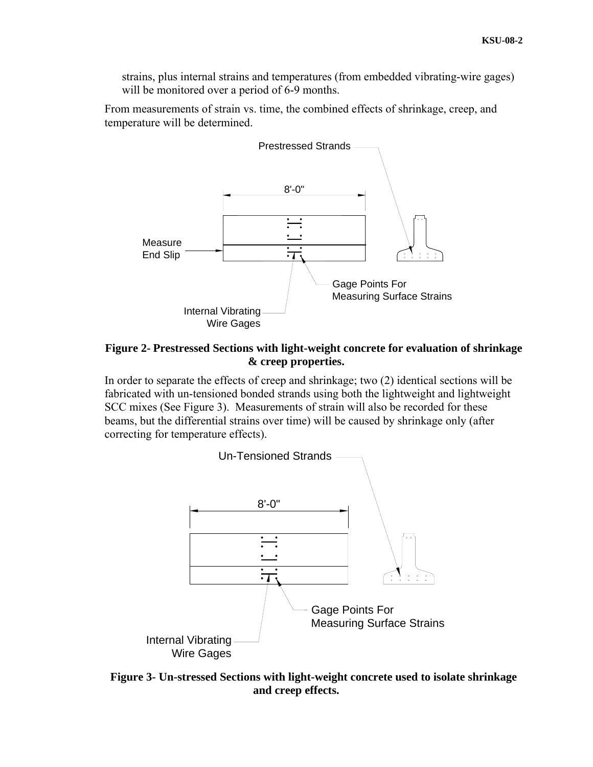strains, plus internal strains and temperatures (from embedded vibrating-wire gages) will be monitored over a period of 6-9 months.

From measurements of strain vs. time, the combined effects of shrinkage, creep, and temperature will be determined.

**Figure 2- Prestressed Sections with light-weight concrete for evaluation of shrinkage & creep properties.**

In order to separate the effects of creep and shrinkage; two (2) identical sections will be fabricated with un-tensioned bonded strands using both the lightweight and lightweight SCC mixes (See Figure 3). Measurements of strain will also be recorded for these beams, but the differential strains over time) will be caused by shrinkage only (after correcting for temperature effects).

**Figure 3- Un-stressed Sections with light-weight concrete used to isolate shrinkage and creep effects.**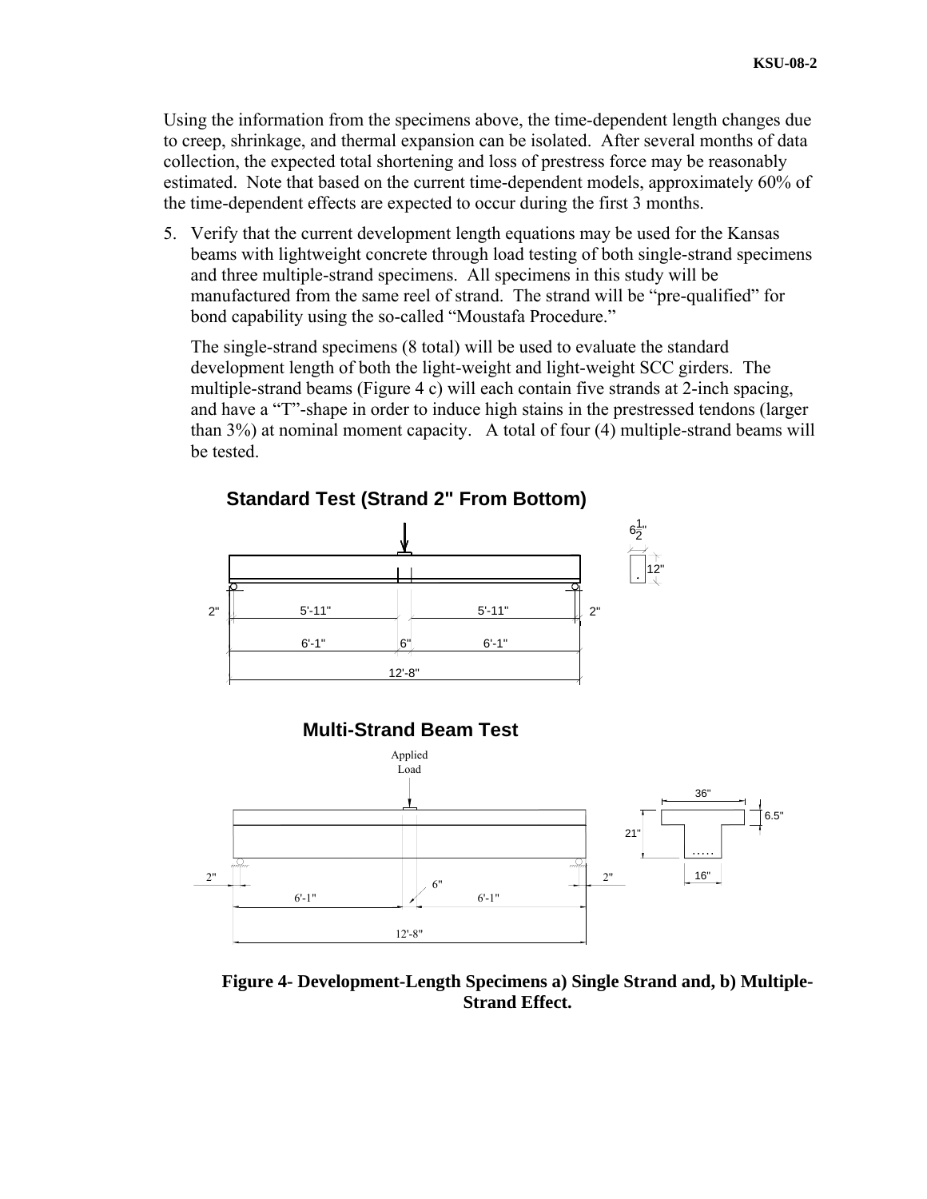Using the information from the specimens above, the time-dependent length changes due to creep, shrinkage, and thermal expansion can be isolated. After several months of data collection, the expected total shortening and loss of prestress force may be reasonably estimated. Note that based on the current time-dependent models, approximately 60% of the time-dependent effects are expected to occur during the first 3 months.

5. Verify that the current development length equations may be used for the Kansas beams with lightweight concrete through load testing of both single-strand specimens and three multiple-strand specimens. All specimens in this study will be manufactured from the same reel of strand. The strand will be "pre-qualified" for bond capability using the so-called "Moustafa Procedure."

   The single-strand specimens (8 total) will be used to evaluate the standard development length of both the light-weight and light-weight SCC girders. The multiple-strand beams (Figure 4 c) will each contain five strands at 2-inch spacing, and have a "T"-shape in order to induce high stains in the prestressed tendons (larger than 3%) at nominal moment capacity. A total of four (4) multiple-strand beams will be tested.

**Standard Test (Strand 2" From Bottom)**

6½" | 12" | 2" | 5'-11" | 5'-11" | 2" | 6'-1" | 6" | 6'-1" | 12'-8"

**Multi-Strand Beam Test**

Applied Load | 36" | 6.5" | 21" | 16" | 2" | 6" | 2" | 6'-1" | 6'-1" | 12'-8"

**Figure 4- Development-Length Specimens a) Single Strand and, b) Multiple-Strand Effect.**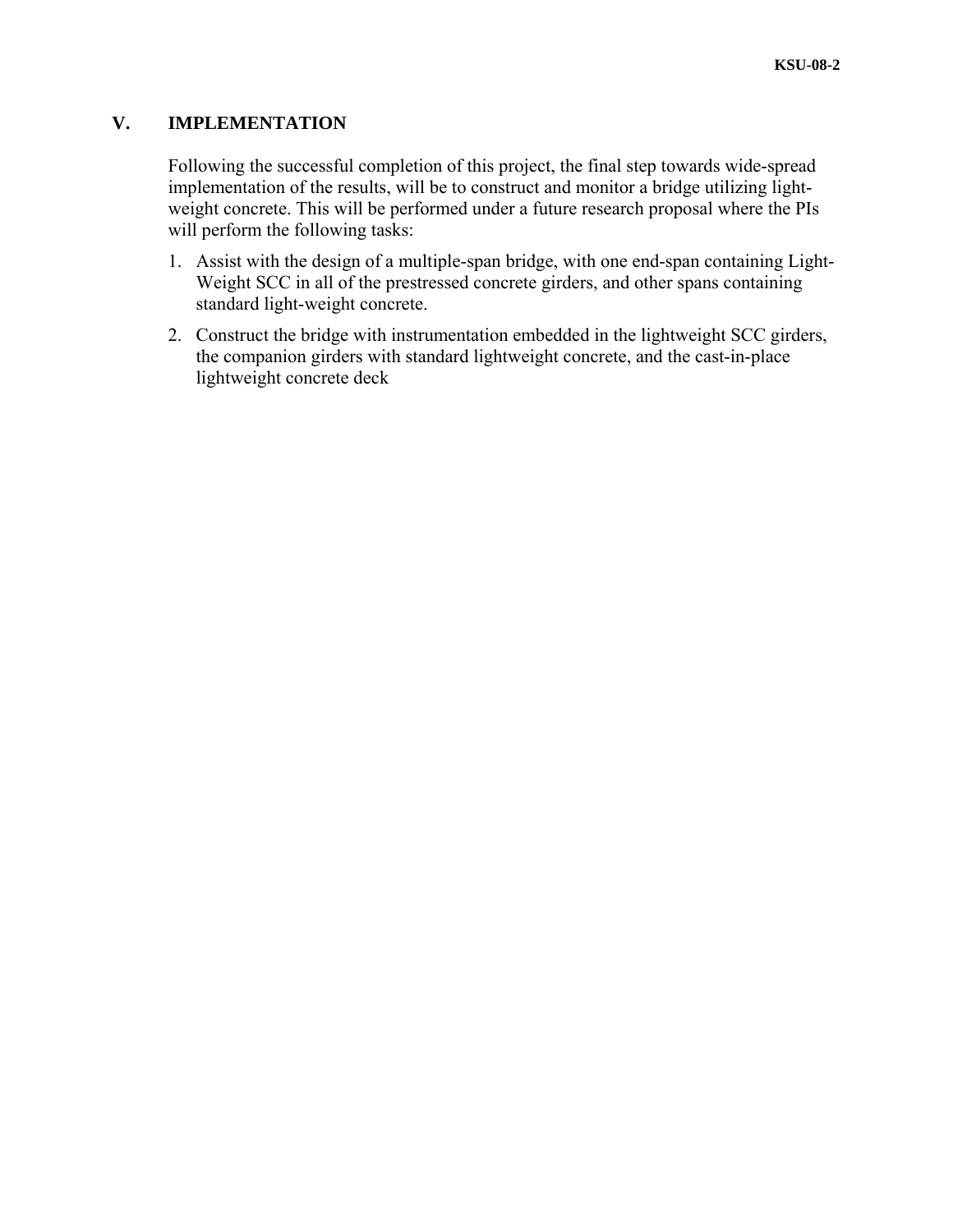## V. IMPLEMENTATION

Following the successful completion of this project, the final step towards wide-spread implementation of the results, will be to construct and monitor a bridge utilizing light-weight concrete. This will be performed under a future research proposal where the PIs will perform the following tasks:

1. Assist with the design of a multiple-span bridge, with one end-span containing Light-Weight SCC in all of the prestressed concrete girders, and other spans containing standard light-weight concrete.
2. Construct the bridge with instrumentation embedded in the lightweight SCC girders, the companion girders with standard lightweight concrete, and the cast-in-place lightweight concrete deck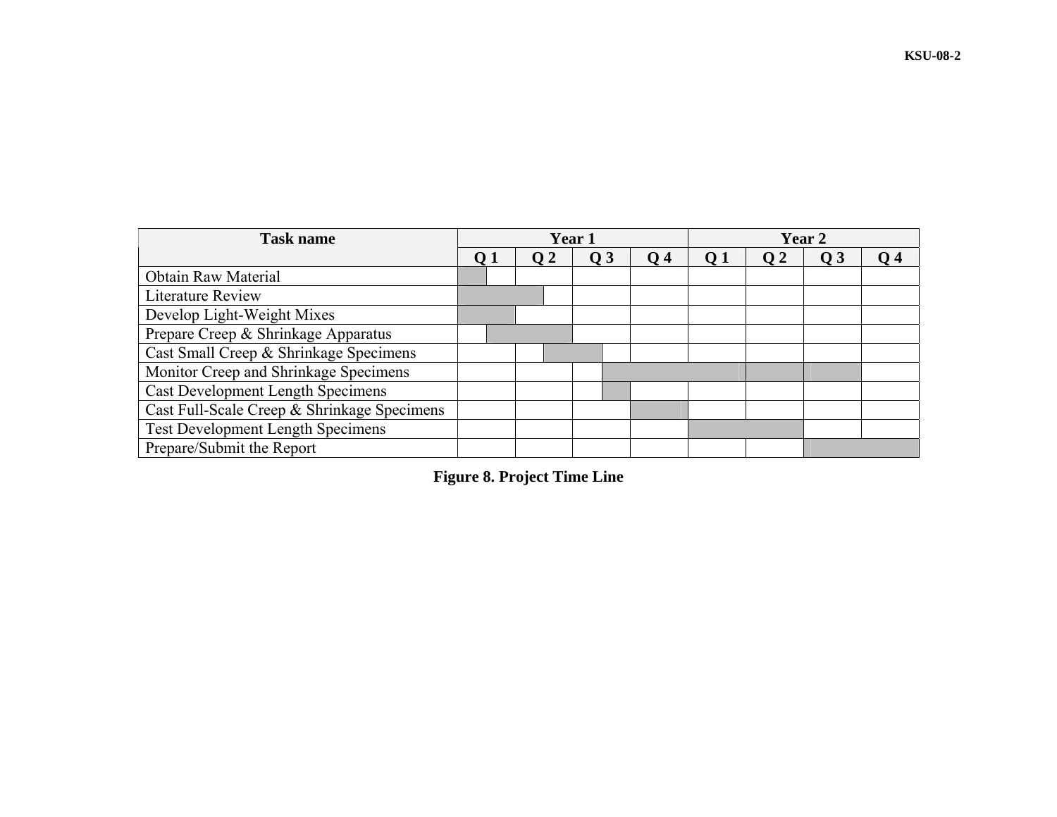| Task name | Year 1 | | | | Year 2 | | | |
|---|---|---|---|---|---|---|---|---|
| | Q 1 | Q 2 | Q 3 | Q 4 | Q 1 | Q 2 | Q 3 | Q 4 |
| Obtain Raw Material | ▌ | | | | | | | |
| Literature Review | █ | ▌ | | | | | | |
| Develop Light-Weight Mixes | █ | | | | | | | |
| Prepare Creep & Shrinkage Apparatus | ▐ | █ | | | | | | |
| Cast Small Creep & Shrinkage Specimens | | ▐ | ▌ | | | | | |
| Monitor Creep and Shrinkage Specimens | | | ▐ | █ | █ | █ | █ | |
| Cast Development Length Specimens | | | ▐ | | | | | |
| Cast Full-Scale Creep & Shrinkage Specimens | | | | █ | | | | |
| Test Development Length Specimens | | | | | █ | █ | | |
| Prepare/Submit the Report | | | | | | | █ | █ |

**Figure 8. Project Time Line**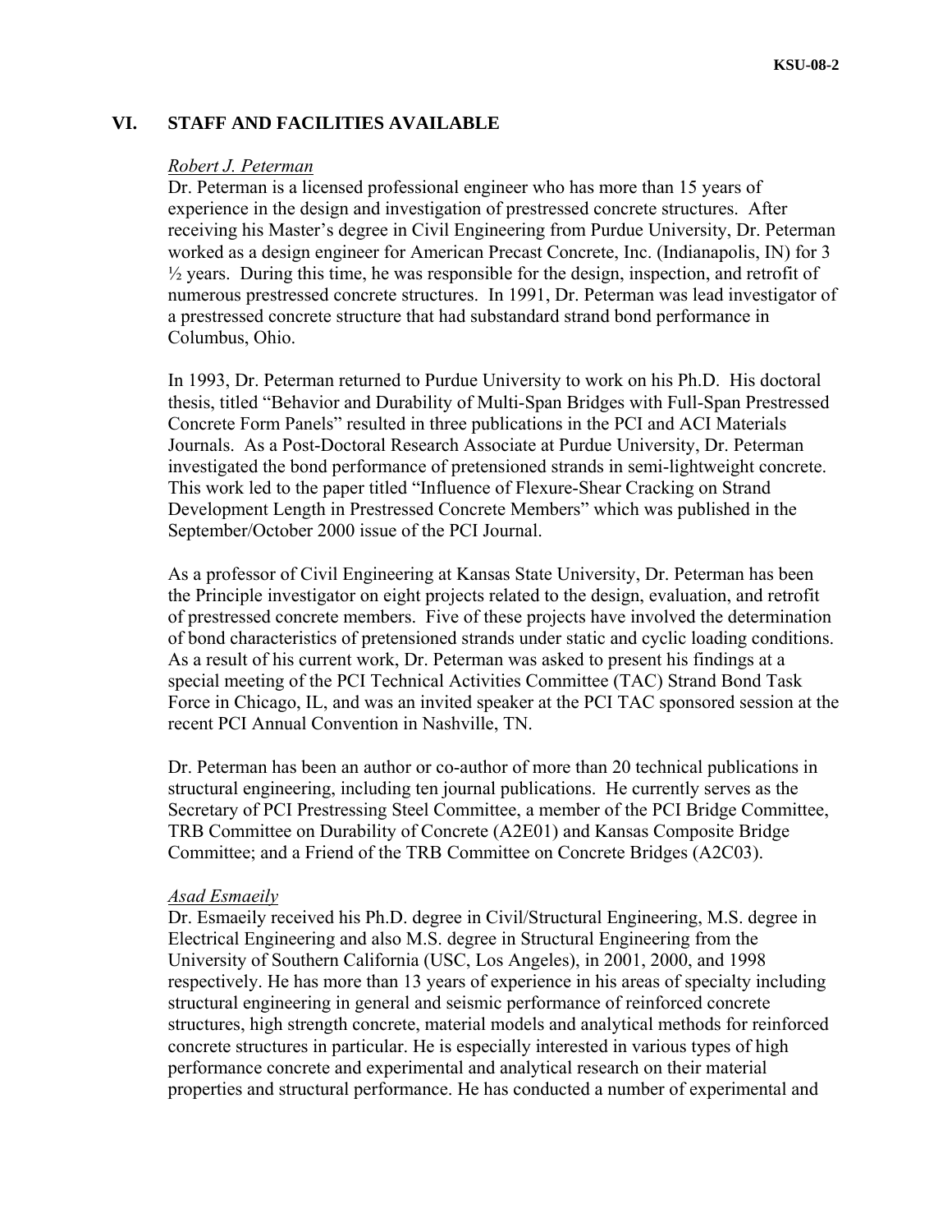## VI. STAFF AND FACILITIES AVAILABLE

*Robert J. Peterman*

Dr. Peterman is a licensed professional engineer who has more than 15 years of experience in the design and investigation of prestressed concrete structures. After receiving his Master's degree in Civil Engineering from Purdue University, Dr. Peterman worked as a design engineer for American Precast Concrete, Inc. (Indianapolis, IN) for 3 ½ years. During this time, he was responsible for the design, inspection, and retrofit of numerous prestressed concrete structures. In 1991, Dr. Peterman was lead investigator of a prestressed concrete structure that had substandard strand bond performance in Columbus, Ohio.

In 1993, Dr. Peterman returned to Purdue University to work on his Ph.D. His doctoral thesis, titled "Behavior and Durability of Multi-Span Bridges with Full-Span Prestressed Concrete Form Panels" resulted in three publications in the PCI and ACI Materials Journals. As a Post-Doctoral Research Associate at Purdue University, Dr. Peterman investigated the bond performance of pretensioned strands in semi-lightweight concrete. This work led to the paper titled "Influence of Flexure-Shear Cracking on Strand Development Length in Prestressed Concrete Members" which was published in the September/October 2000 issue of the PCI Journal.

As a professor of Civil Engineering at Kansas State University, Dr. Peterman has been the Principle investigator on eight projects related to the design, evaluation, and retrofit of prestressed concrete members. Five of these projects have involved the determination of bond characteristics of pretensioned strands under static and cyclic loading conditions. As a result of his current work, Dr. Peterman was asked to present his findings at a special meeting of the PCI Technical Activities Committee (TAC) Strand Bond Task Force in Chicago, IL, and was an invited speaker at the PCI TAC sponsored session at the recent PCI Annual Convention in Nashville, TN.

Dr. Peterman has been an author or co-author of more than 20 technical publications in structural engineering, including ten journal publications. He currently serves as the Secretary of PCI Prestressing Steel Committee, a member of the PCI Bridge Committee, TRB Committee on Durability of Concrete (A2E01) and Kansas Composite Bridge Committee; and a Friend of the TRB Committee on Concrete Bridges (A2C03).

*Asad Esmaeily*

Dr. Esmaeily received his Ph.D. degree in Civil/Structural Engineering, M.S. degree in Electrical Engineering and also M.S. degree in Structural Engineering from the University of Southern California (USC, Los Angeles), in 2001, 2000, and 1998 respectively. He has more than 13 years of experience in his areas of specialty including structural engineering in general and seismic performance of reinforced concrete structures, high strength concrete, material models and analytical methods for reinforced concrete structures in particular. He is especially interested in various types of high performance concrete and experimental and analytical research on their material properties and structural performance. He has conducted a number of experimental and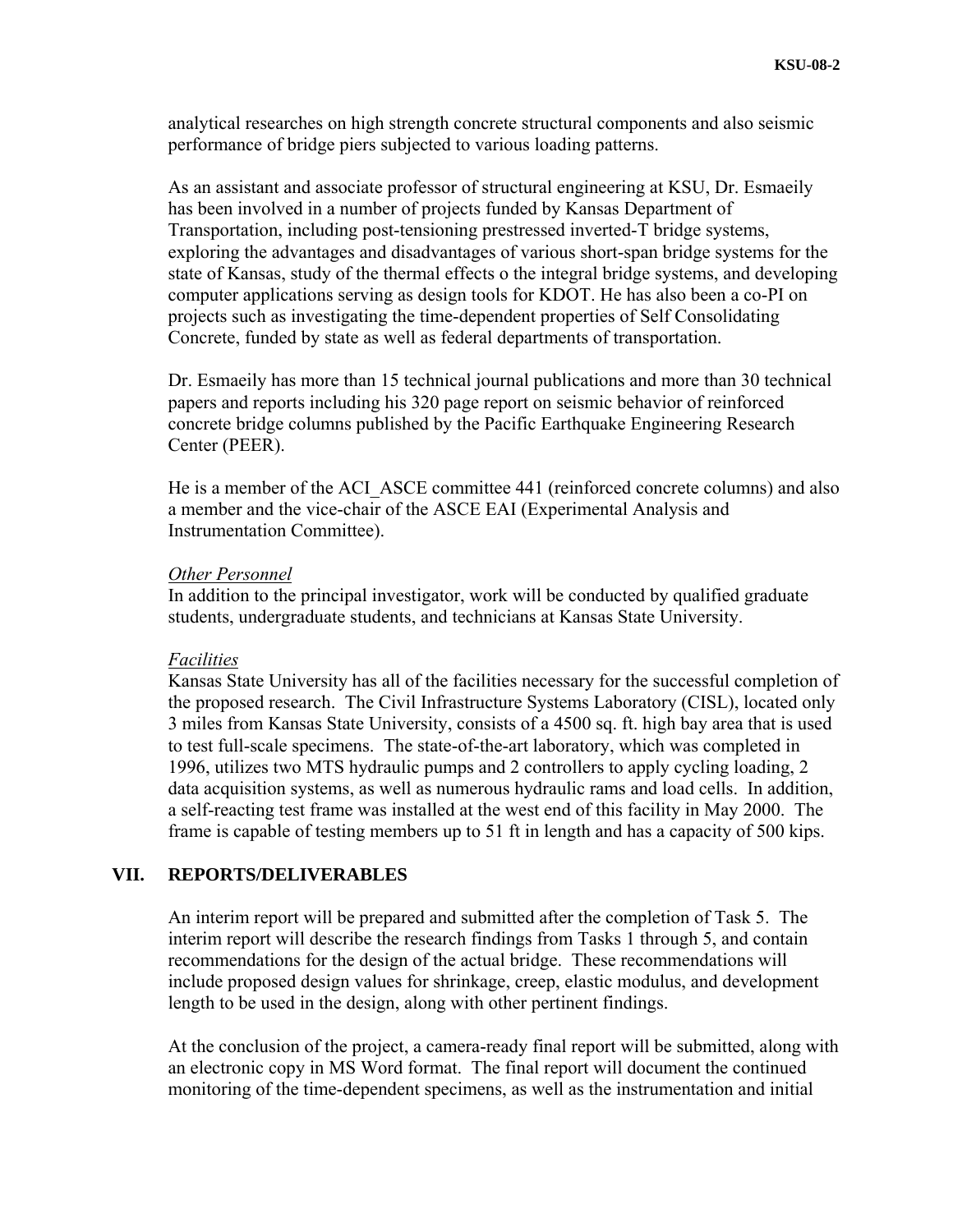analytical researches on high strength concrete structural components and also seismic performance of bridge piers subjected to various loading patterns.

As an assistant and associate professor of structural engineering at KSU, Dr. Esmaeily has been involved in a number of projects funded by Kansas Department of Transportation, including post-tensioning prestressed inverted-T bridge systems, exploring the advantages and disadvantages of various short-span bridge systems for the state of Kansas, study of the thermal effects o the integral bridge systems, and developing computer applications serving as design tools for KDOT. He has also been a co-PI on projects such as investigating the time-dependent properties of Self Consolidating Concrete, funded by state as well as federal departments of transportation.

Dr. Esmaeily has more than 15 technical journal publications and more than 30 technical papers and reports including his 320 page report on seismic behavior of reinforced concrete bridge columns published by the Pacific Earthquake Engineering Research Center (PEER).

He is a member of the ACI_ASCE committee 441 (reinforced concrete columns) and also a member and the vice-chair of the ASCE EAI (Experimental Analysis and Instrumentation Committee).

*Other Personnel*

In addition to the principal investigator, work will be conducted by qualified graduate students, undergraduate students, and technicians at Kansas State University.

*Facilities*

Kansas State University has all of the facilities necessary for the successful completion of the proposed research. The Civil Infrastructure Systems Laboratory (CISL), located only 3 miles from Kansas State University, consists of a 4500 sq. ft. high bay area that is used to test full-scale specimens. The state-of-the-art laboratory, which was completed in 1996, utilizes two MTS hydraulic pumps and 2 controllers to apply cycling loading, 2 data acquisition systems, as well as numerous hydraulic rams and load cells. In addition, a self-reacting test frame was installed at the west end of this facility in May 2000. The frame is capable of testing members up to 51 ft in length and has a capacity of 500 kips.

## VII. REPORTS/DELIVERABLES

An interim report will be prepared and submitted after the completion of Task 5. The interim report will describe the research findings from Tasks 1 through 5, and contain recommendations for the design of the actual bridge. These recommendations will include proposed design values for shrinkage, creep, elastic modulus, and development length to be used in the design, along with other pertinent findings.

At the conclusion of the project, a camera-ready final report will be submitted, along with an electronic copy in MS Word format. The final report will document the continued monitoring of the time-dependent specimens, as well as the instrumentation and initial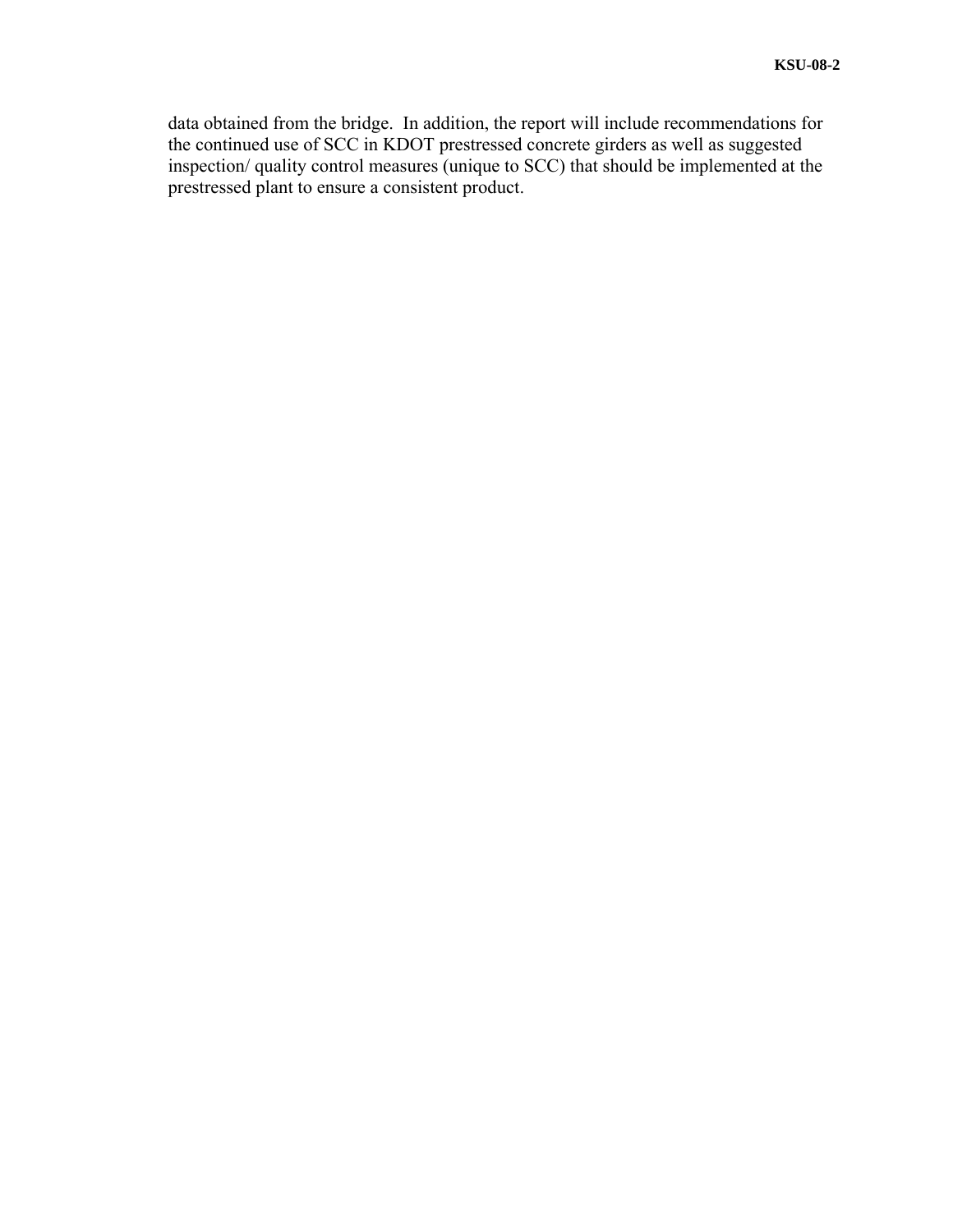data obtained from the bridge. In addition, the report will include recommendations for the continued use of SCC in KDOT prestressed concrete girders as well as suggested inspection/ quality control measures (unique to SCC) that should be implemented at the prestressed plant to ensure a consistent product.